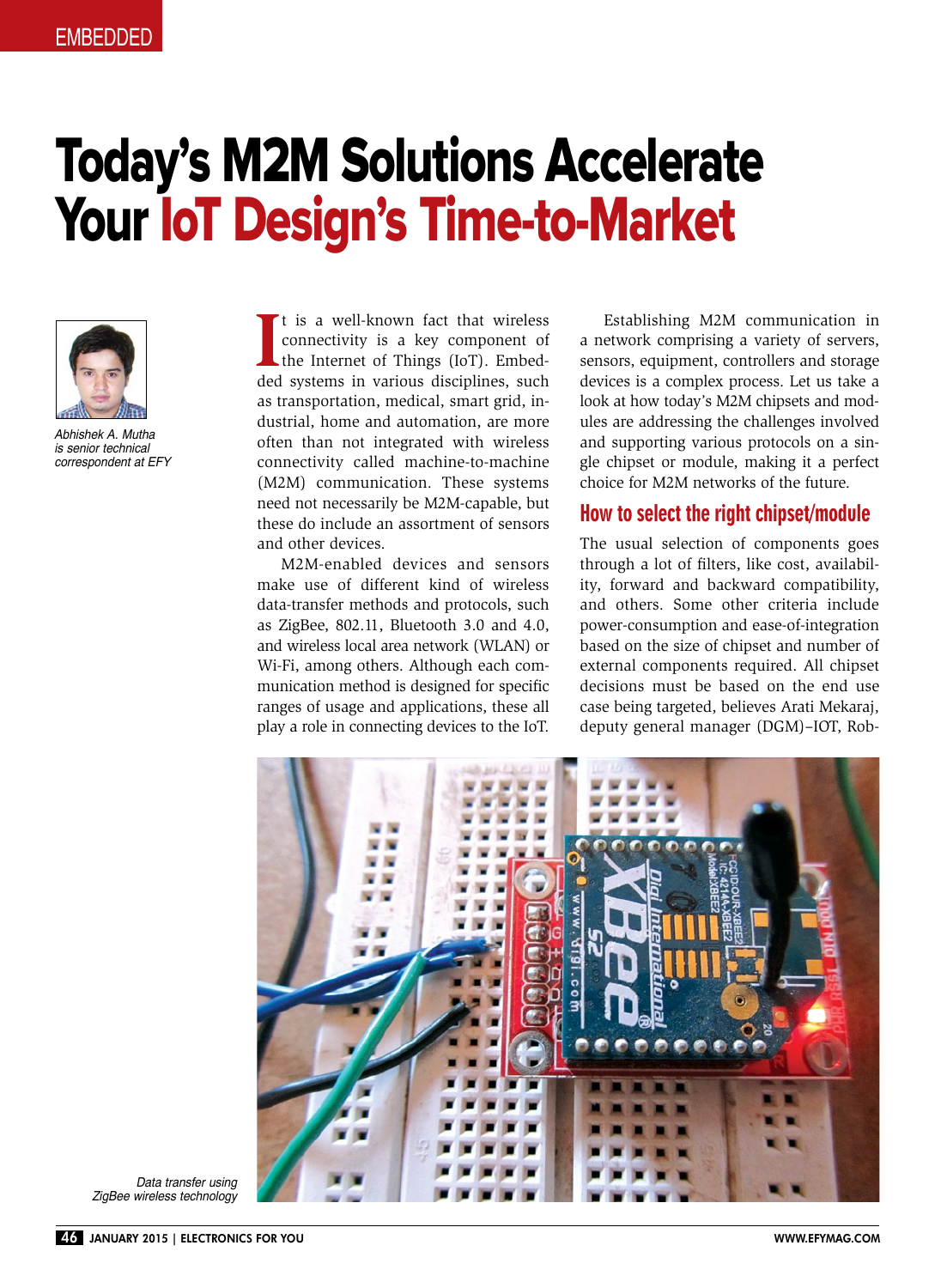# Today's M2M Solutions Accelerate Your IoT Design's Time-to-Market

*Abhishek A. Mutha is senior technical correspondent at EFY*

It is a well-known fact that wireless connectivity is a key component of the Internet of Things (IoT). Embedded systems in various disciplines, such as transportation, medical, smart grid, industrial, home and automation, are more often than not integrated with wireless connectivity called machine-to-machine (M2M) communication. These systems need not necessarily be M2M-capable, but these do include an assortment of sensors and other devices.

M2M-enabled devices and sensors make use of different kind of wireless data-transfer methods and protocols, such as ZigBee, 802.11, Bluetooth 3.0 and 4.0, and wireless local area network (WLAN) or Wi-Fi, among others. Although each communication method is designed for specific ranges of usage and applications, these all play a role in connecting devices to the IoT.

Establishing M2M communication in a network comprising a variety of servers, sensors, equipment, controllers and storage devices is a complex process. Let us take a look at how today's M2M chipsets and modules are addressing the challenges involved and supporting various protocols on a single chipset or module, making it a perfect choice for M2M networks of the future.

## How to select the right chipset/module

The usual selection of components goes through a lot of filters, like cost, availability, forward and backward compatibility, and others. Some other criteria include power-consumption and ease-of-integration based on the size of chipset and number of external components required. All chipset decisions must be based on the end use case being targeted, believes Arati Mekaraj, deputy general manager (DGM)–IOT, Rob-

*Data transfer using ZigBee wireless technology*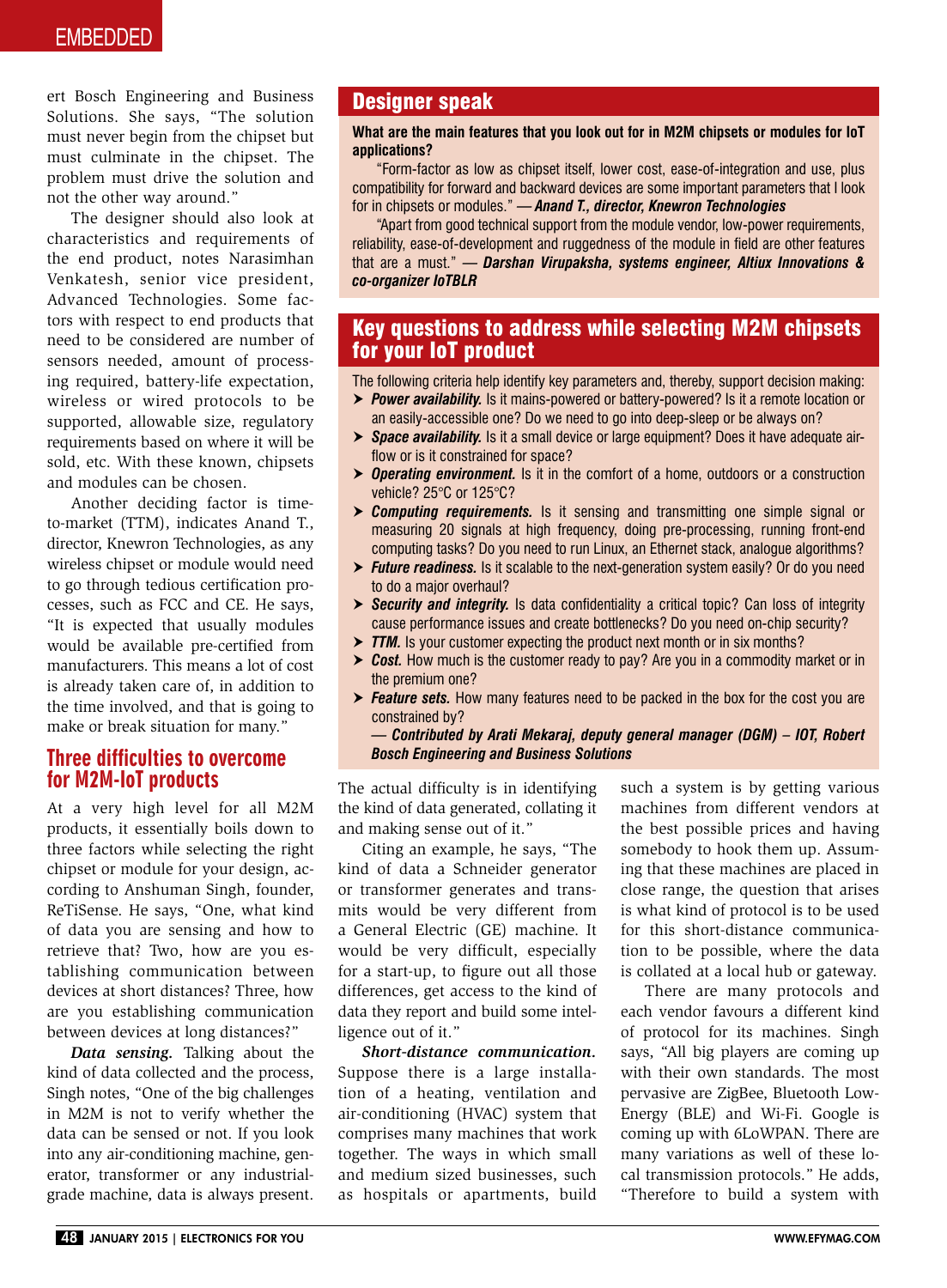ert Bosch Engineering and Business Solutions. She says, "The solution must never begin from the chipset but must culminate in the chipset. The problem must drive the solution and not the other way around."

The designer should also look at characteristics and requirements of the end product, notes Narasimhan Venkatesh, senior vice president, Advanced Technologies. Some factors with respect to end products that need to be considered are number of sensors needed, amount of processing required, battery-life expectation, wireless or wired protocols to be supported, allowable size, regulatory requirements based on where it will be sold, etc. With these known, chipsets and modules can be chosen.

Another deciding factor is time-to-market (TTM), indicates Anand T., director, Knewron Technologies, as any wireless chipset or module would need to go through tedious certification processes, such as FCC and CE. He says, "It is expected that usually modules would be available pre-certified from manufacturers. This means a lot of cost is already taken care of, in addition to the time involved, and that is going to make or break situation for many."

## Designer speak

**What are the main features that you look out for in M2M chipsets or modules for IoT applications?**

"Form-factor as low as chipset itself, lower cost, ease-of-integration and use, plus compatibility for forward and backward devices are some important parameters that I look for in chipsets or modules." ***— Anand T., director, Knewron Technologies***

"Apart from good technical support from the module vendor, low-power requirements, reliability, ease-of-development and ruggedness of the module in field are other features that are a must." ***— Darshan Virupaksha, systems engineer, Altiux Innovations & co-organizer IoTBLR***

## Key questions to address while selecting M2M chipsets for your IoT product

The following criteria help identify key parameters and, thereby, support decision making:

- ***Power availability.*** Is it mains-powered or battery-powered? Is it a remote location or an easily-accessible one? Do we need to go into deep-sleep or be always on?
- ***Space availability.*** Is it a small device or large equipment? Does it have adequate air-flow or is it constrained for space?
- ***Operating environment.*** Is it in the comfort of a home, outdoors or a construction vehicle? 25°C or 125°C?
- ***Computing requirements.*** Is it sensing and transmitting one simple signal or measuring 20 signals at high frequency, doing pre-processing, running front-end computing tasks? Do you need to run Linux, an Ethernet stack, analogue algorithms?
- ***Future readiness.*** Is it scalable to the next-generation system easily? Or do you need to do a major overhaul?
- ***Security and integrity.*** Is data confidentiality a critical topic? Can loss of integrity cause performance issues and create bottlenecks? Do you need on-chip security?
- ***TTM.*** Is your customer expecting the product next month or in six months?
- ***Cost.*** How much is the customer ready to pay? Are you in a commodity market or in the premium one?
- ***Feature sets.*** How many features need to be packed in the box for the cost you are constrained by?

***— Contributed by Arati Mekaraj, deputy general manager (DGM) – IOT, Robert Bosch Engineering and Business Solutions***

## Three difficulties to overcome for M2M-IoT products

At a very high level for all M2M products, it essentially boils down to three factors while selecting the right chipset or module for your design, according to Anshuman Singh, founder, ReTiSense. He says, "One, what kind of data you are sensing and how to retrieve that? Two, how are you establishing communication between devices at short distances? Three, how are you establishing communication between devices at long distances?"

***Data sensing.*** Talking about the kind of data collected and the process, Singh notes, "One of the big challenges in M2M is not to verify whether the data can be sensed or not. If you look into any air-conditioning machine, generator, transformer or any industrial-grade machine, data is always present. The actual difficulty is in identifying the kind of data generated, collating it and making sense out of it."

Citing an example, he says, "The kind of data a Schneider generator or transformer generates and transmits would be very different from a General Electric (GE) machine. It would be very difficult, especially for a start-up, to figure out all those differences, get access to the kind of data they report and build some intelligence out of it."

***Short-distance communication.*** Suppose there is a large installation of a heating, ventilation and air-conditioning (HVAC) system that comprises many machines that work together. The ways in which small and medium sized businesses, such as hospitals or apartments, build such a system is by getting various machines from different vendors at the best possible prices and having somebody to hook them up. Assuming that these machines are placed in close range, the question that arises is what kind of protocol is to be used for this short-distance communication to be possible, where the data is collated at a local hub or gateway.

There are many protocols and each vendor favours a different kind of protocol for its machines. Singh says, "All big players are coming up with their own standards. The most pervasive are ZigBee, Bluetooth Low-Energy (BLE) and Wi-Fi. Google is coming up with 6LoWPAN. There are many variations as well of these local transmission protocols." He adds, "Therefore to build a system with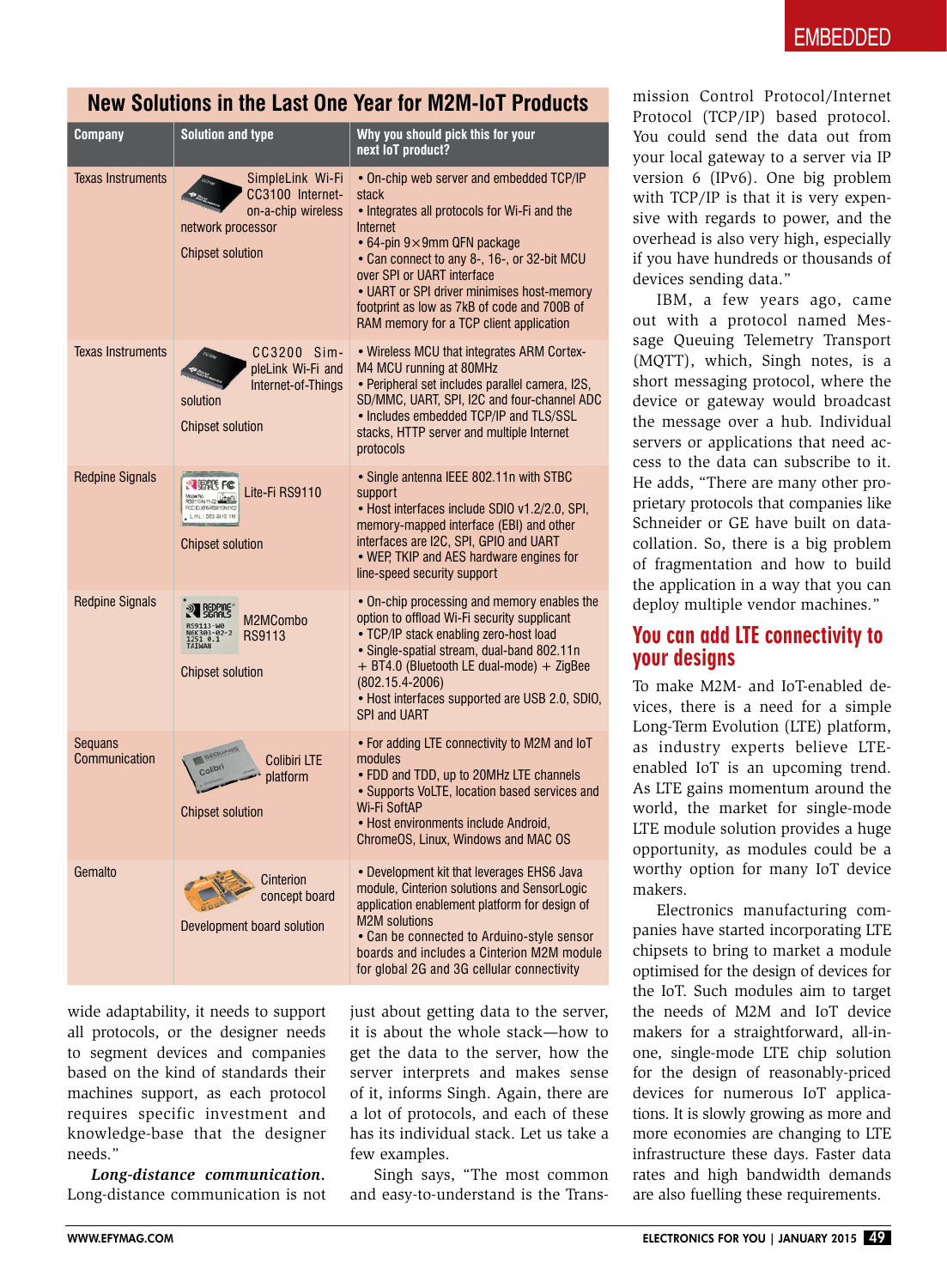## New Solutions in the Last One Year for M2M-IoT Products

| Company | Solution and type | Why you should pick this for your next IoT product? |
|---|---|---|
| Texas Instruments | SimpleLink Wi-Fi CC3100 Internet-on-a-chip wireless network processor<br>Chipset solution | • On-chip web server and embedded TCP/IP stack<br>• Integrates all protocols for Wi-Fi and the Internet<br>• 64-pin 9×9mm QFN package<br>• Can connect to any 8-, 16-, or 32-bit MCU over SPI or UART interface<br>• UART or SPI driver minimises host-memory footprint as low as 7kB of code and 700B of RAM memory for a TCP client application |
| Texas Instruments | CC3200 SimpleLink Wi-Fi and Internet-of-Things solution<br>Chipset solution | • Wireless MCU that integrates ARM Cortex-M4 MCU running at 80MHz<br>• Peripheral set includes parallel camera, I2S, SD/MMC, UART, SPI, I2C and four-channel ADC<br>• Includes embedded TCP/IP and TLS/SSL stacks, HTTP server and multiple Internet protocols |
| Redpine Signals | Lite-Fi RS9110<br>Chipset solution | • Single antenna IEEE 802.11n with STBC support<br>• Host interfaces include SDIO v1.2/2.0, SPI, memory-mapped interface (EBI) and other interfaces are I2C, SPI, GPIO and UART<br>• WEP, TKIP and AES hardware engines for line-speed security support |
| Redpine Signals | M2MCombo RS9113<br>Chipset solution | • On-chip processing and memory enables the option to offload Wi-Fi security supplicant<br>• TCP/IP stack enabling zero-host load<br>• Single-spatial stream, dual-band 802.11n + BT4.0 (Bluetooth LE dual-mode) + ZigBee (802.15.4-2006)<br>• Host interfaces supported are USB 2.0, SDIO, SPI and UART |
| Sequans Communication | Colibri LTE platform<br>Chipset solution | • For adding LTE connectivity to M2M and IoT modules<br>• FDD and TDD, up to 20MHz LTE channels<br>• Supports VoLTE, location based services and Wi-Fi SoftAP<br>• Host environments include Android, ChromeOS, Linux, Windows and MAC OS |
| Gemalto | Cinterion concept board<br>Development board solution | • Development kit that leverages EHS6 Java module, Cinterion solutions and SensorLogic application enablement platform for design of M2M solutions<br>• Can be connected to Arduino-style sensor boards and includes a Cinterion M2M module for global 2G and 3G cellular connectivity |

wide adaptability, it needs to support all protocols, or the designer needs to segment devices and companies based on the kind of standards their machines support, as each protocol requires specific investment and knowledge-base that the designer needs."

***Long-distance communication.*** Long-distance communication is not just about getting data to the server, it is about the whole stack—how to get the data to the server, how the server interprets and makes sense of it, informs Singh. Again, there are a lot of protocols, and each of these has its individual stack. Let us take a few examples.

Singh says, "The most common and easy-to-understand is the Transmission Control Protocol/Internet Protocol (TCP/IP) based protocol. You could send the data out from your local gateway to a server via IP version 6 (IPv6). One big problem with TCP/IP is that it is very expensive with regards to power, and the overhead is also very high, especially if you have hundreds or thousands of devices sending data."

IBM, a few years ago, came out with a protocol named Message Queuing Telemetry Transport (MQTT), which, Singh notes, is a short messaging protocol, where the device or gateway would broadcast the message over a hub. Individual servers or applications that need access to the data can subscribe to it. He adds, "There are many other proprietary protocols that companies like Schneider or GE have built on data-collation. So, there is a big problem of fragmentation and how to build the application in a way that you can deploy multiple vendor machines."

## You can add LTE connectivity to your designs

To make M2M- and IoT-enabled devices, there is a need for a simple Long-Term Evolution (LTE) platform, as industry experts believe LTE-enabled IoT is an upcoming trend. As LTE gains momentum around the world, the market for single-mode LTE module solution provides a huge opportunity, as modules could be a worthy option for many IoT device makers.

Electronics manufacturing companies have started incorporating LTE chipsets to bring to market a module optimised for the design of devices for the IoT. Such modules aim to target the needs of M2M and IoT device makers for a straightforward, all-in-one, single-mode LTE chip solution for the design of reasonably-priced devices for numerous IoT applications. It is slowly growing as more and more economies are changing to LTE infrastructure these days. Faster data rates and high bandwidth demands are also fuelling these requirements.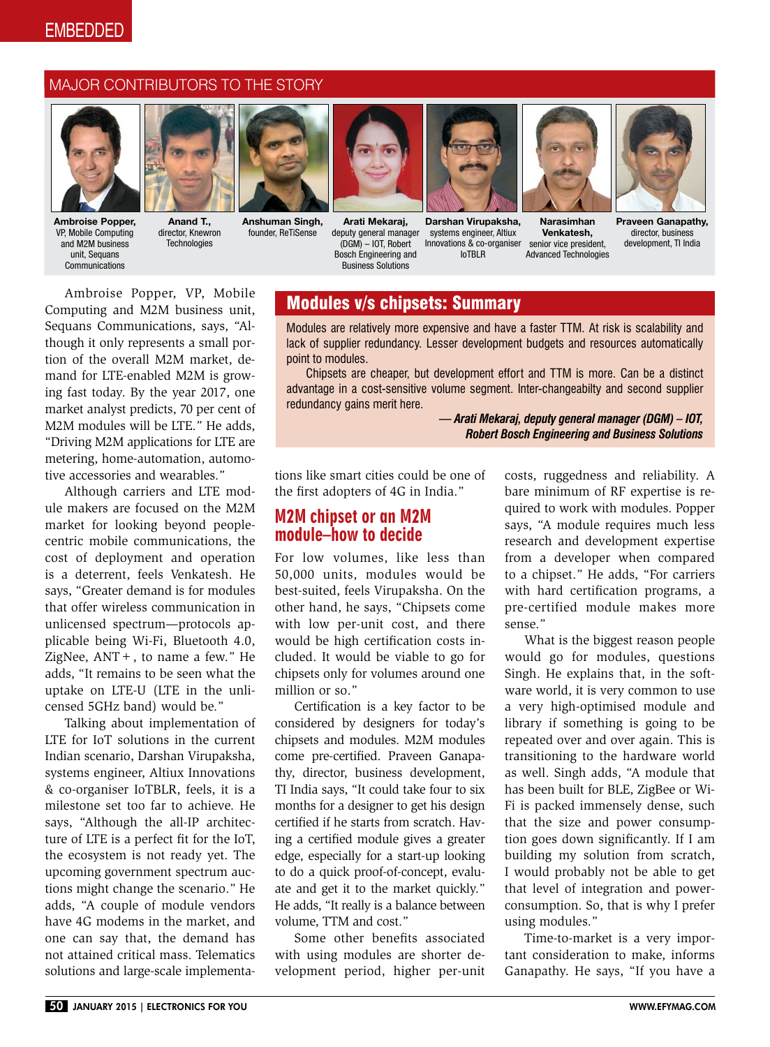## MAJOR CONTRIBUTORS TO THE STORY

**Ambroise Popper,** VP, Mobile Computing and M2M business unit, Sequans Communications

**Anand T.,** director, Knewron Technologies

**Anshuman Singh,** founder, ReTiSense

**Arati Mekaraj,** deputy general manager (DGM) – IOT, Robert Bosch Engineering and Business Solutions

**Darshan Virupaksha,** systems engineer, Altiux Innovations & co-organiser IoTBLR

**Narasimhan Venkatesh,** senior vice president, Advanced Technologies

**Praveen Ganapathy,** director, business development, TI India

Ambroise Popper, VP, Mobile Computing and M2M business unit, Sequans Communications, says, "Although it only represents a small portion of the overall M2M market, demand for LTE-enabled M2M is growing fast today. By the year 2017, one market analyst predicts, 70 per cent of M2M modules will be LTE." He adds, "Driving M2M applications for LTE are metering, home-automation, automotive accessories and wearables."

Although carriers and LTE module makers are focused on the M2M market for looking beyond people-centric mobile communications, the cost of deployment and operation is a deterrent, feels Venkatesh. He says, "Greater demand is for modules that offer wireless communication in unlicensed spectrum—protocols applicable being Wi-Fi, Bluetooth 4.0, ZigNee, ANT+, to name a few." He adds, "It remains to be seen what the uptake on LTE-U (LTE in the unlicensed 5GHz band) would be."

Talking about implementation of LTE for IoT solutions in the current Indian scenario, Darshan Virupaksha, systems engineer, Altiux Innovations & co-organiser IoTBLR, feels, it is a milestone set too far to achieve. He says, "Although the all-IP architecture of LTE is a perfect fit for the IoT, the ecosystem is not ready yet. The upcoming government spectrum auctions might change the scenario." He adds, "A couple of module vendors have 4G modems in the market, and one can say that, the demand has not attained critical mass. Telematics solutions and large-scale implementations like smart cities could be one of the first adopters of 4G in India."

> ### Modules v/s chipsets: Summary
>
> Modules are relatively more expensive and have a faster TTM. At risk is scalability and lack of supplier redundancy. Lesser development budgets and resources automatically point to modules.
>
> Chipsets are cheaper, but development effort and TTM is more. Can be a distinct advantage in a cost-sensitive volume segment. Inter-changeabilty and second supplier redundancy gains merit here.
>
> ***— Arati Mekaraj, deputy general manager (DGM) – IOT, Robert Bosch Engineering and Business Solutions***

### M2M chipset or an M2M module–how to decide

For low volumes, like less than 50,000 units, modules would be best-suited, feels Virupaksha. On the other hand, he says, "Chipsets come with low per-unit cost, and there would be high certification costs included. It would be viable to go for chipsets only for volumes around one million or so."

Certification is a key factor to be considered by designers for today's chipsets and modules. M2M modules come pre-certified. Praveen Ganapathy, director, business development, TI India says, "It could take four to six months for a designer to get his design certified if he starts from scratch. Having a certified module gives a greater edge, especially for a start-up looking to do a quick proof-of-concept, evaluate and get it to the market quickly." He adds, "It really is a balance between volume, TTM and cost."

Some other benefits associated with using modules are shorter development period, higher per-unit costs, ruggedness and reliability. A bare minimum of RF expertise is required to work with modules. Popper says, "A module requires much less research and development expertise from a developer when compared to a chipset." He adds, "For carriers with hard certification programs, a pre-certified module makes more sense."

What is the biggest reason people would go for modules, questions Singh. He explains that, in the software world, it is very common to use a very high-optimised module and library if something is going to be repeated over and over again. This is transitioning to the hardware world as well. Singh adds, "A module that has been built for BLE, ZigBee or Wi-Fi is packed immensely dense, such that the size and power consumption goes down significantly. If I am building my solution from scratch, I would probably not be able to get that level of integration and power-consumption. So, that is why I prefer using modules."

Time-to-market is a very important consideration to make, informs Ganapathy. He says, "If you have a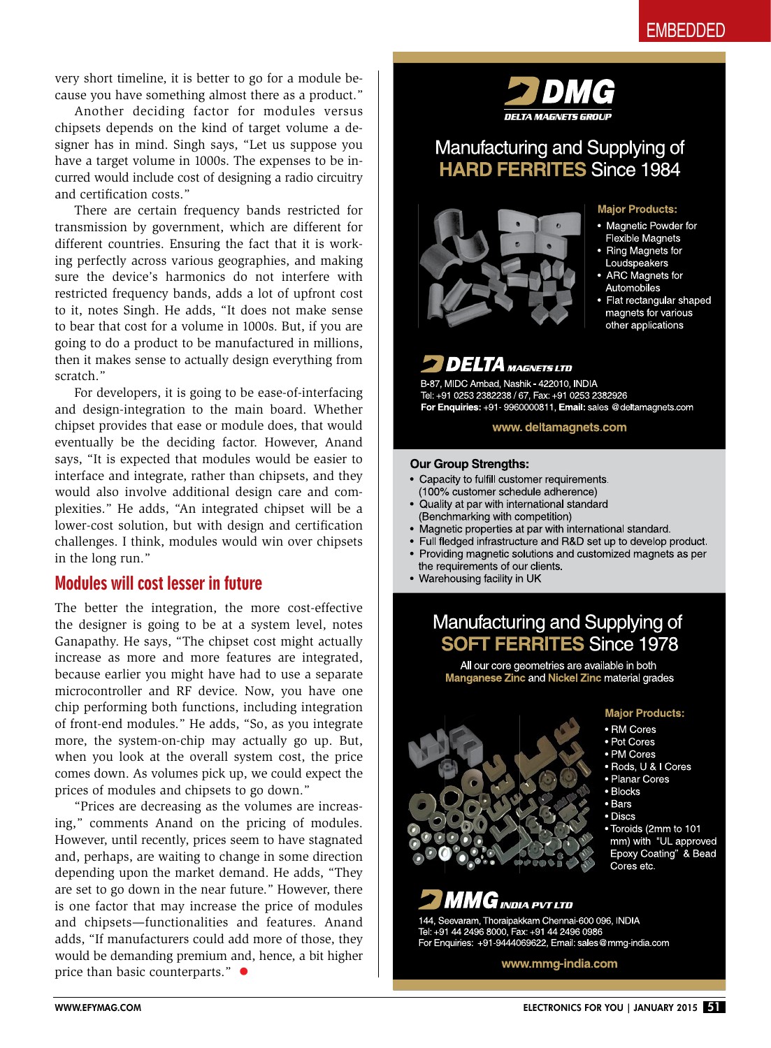very short timeline, it is better to go for a module because you have something almost there as a product."

Another deciding factor for modules versus chipsets depends on the kind of target volume a designer has in mind. Singh says, "Let us suppose you have a target volume in 1000s. The expenses to be incurred would include cost of designing a radio circuitry and certification costs."

There are certain frequency bands restricted for transmission by government, which are different for different countries. Ensuring the fact that it is working perfectly across various geographies, and making sure the device's harmonics do not interfere with restricted frequency bands, adds a lot of upfront cost to it, notes Singh. He adds, "It does not make sense to bear that cost for a volume in 1000s. But, if you are going to do a product to be manufactured in millions, then it makes sense to actually design everything from scratch."

For developers, it is going to be ease-of-interfacing and design-integration to the main board. Whether chipset provides that ease or module does, that would eventually be the deciding factor. However, Anand says, "It is expected that modules would be easier to interface and integrate, rather than chipsets, and they would also involve additional design care and complexities." He adds, "An integrated chipset will be a lower-cost solution, but with design and certification challenges. I think, modules would win over chipsets in the long run."

## Modules will cost lesser in future

The better the integration, the more cost-effective the designer is going to be at a system level, notes Ganapathy. He says, "The chipset cost might actually increase as more and more features are integrated, because earlier you might have had to use a separate microcontroller and RF device. Now, you have one chip performing both functions, including integration of front-end modules." He adds, "So, as you integrate more, the system-on-chip may actually go up. But, when you look at the overall system cost, the price comes down. As volumes pick up, we could expect the prices of modules and chipsets to go down."

"Prices are decreasing as the volumes are increasing," comments Anand on the pricing of modules. However, until recently, prices seem to have stagnated and, perhaps, are waiting to change in some direction depending upon the market demand. He adds, "They are set to go down in the near future." However, there is one factor that may increase the price of modules and chipsets—functionalities and features. Anand adds, "If manufacturers could add more of those, they would be demanding premium and, hence, a bit higher price than basic counterparts." ●

**DMG**
DELTA MAGNETS GROUP

## Manufacturing and Supplying of HARD FERRITES Since 1984

**Major Products:**

- Magnetic Powder for Flexible Magnets
- Ring Magnets for Loudspeakers
- ARC Magnets for Automobiles
- Flat rectangular shaped magnets for various other applications

**DELTA MAGNETS LTD**
B-87, MIDC Ambad, Nashik - 422010, INDIA
Tel: +91 0253 2382238 / 67, Fax: +91 0253 2382926
**For Enquiries:** +91- 9960000811, **Email:** sales @deltamagnets.com
www. deltamagnets.com

**Our Group Strengths:**

- Capacity to fulfill customer requirements. (100% customer schedule adherence)
- Quality at par with international standard (Benchmarking with competition)
- Magnetic properties at par with international standard.
- Full fledged infrastructure and R&D set up to develop product.
- Providing magnetic solutions and customized magnets as per the requirements of our clients.
- Warehousing facility in UK

## Manufacturing and Supplying of SOFT FERRITES Since 1978

All our core geometries are available in both Manganese Zinc and Nickel Zinc material grades

**Major Products:**

- RM Cores
- Pot Cores
- PM Cores
- Rods, U & I Cores
- Planar Cores
- Blocks
- Bars
- Discs
- Toroids (2mm to 101 mm) with "UL approved Epoxy Coating" & Bead Cores etc.

**MMG INDIA PVT LTD**
144, Seevaram, Thoraipakkam Chennai-600 096, INDIA
Tel: +91 44 2496 8000, Fax: +91 44 2496 0986
For Enquiries: +91-9444069622, Email: sales@mmg-india.com
www.mmg-india.com